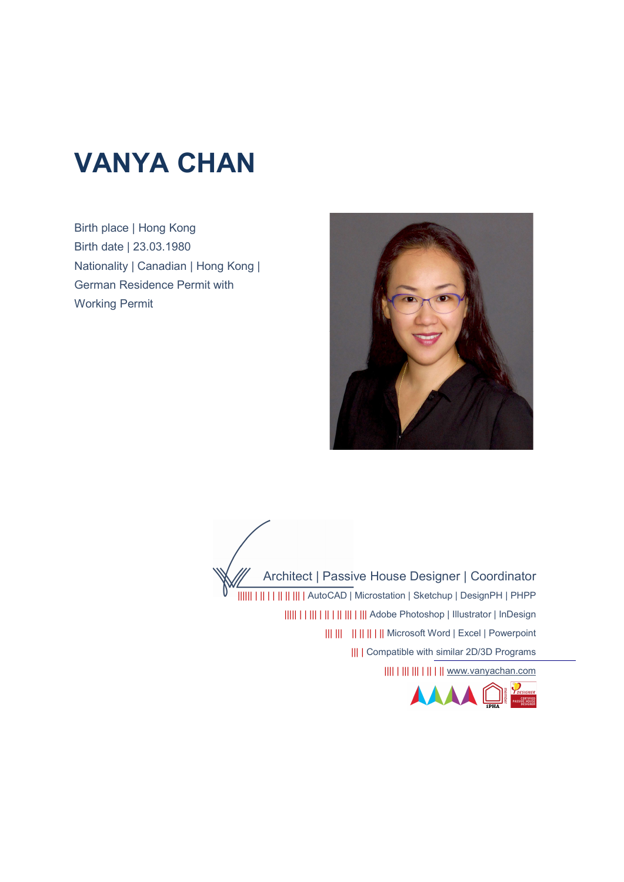# VANYA CHAN

Birth place | Hong Kong
Birth date | 23.03.1980
Nationality | Canadian | Hong Kong | German Residence Permit with Working Permit

Architect | Passive House Designer | Coordinator

AutoCAD | Microstation | Sketchup | DesignPH | PHPP

Adobe Photoshop | Illustrator | InDesign

Microsoft Word | Excel | Powerpoint

Compatible with similar 2D/3D Programs

www.vanyachan.com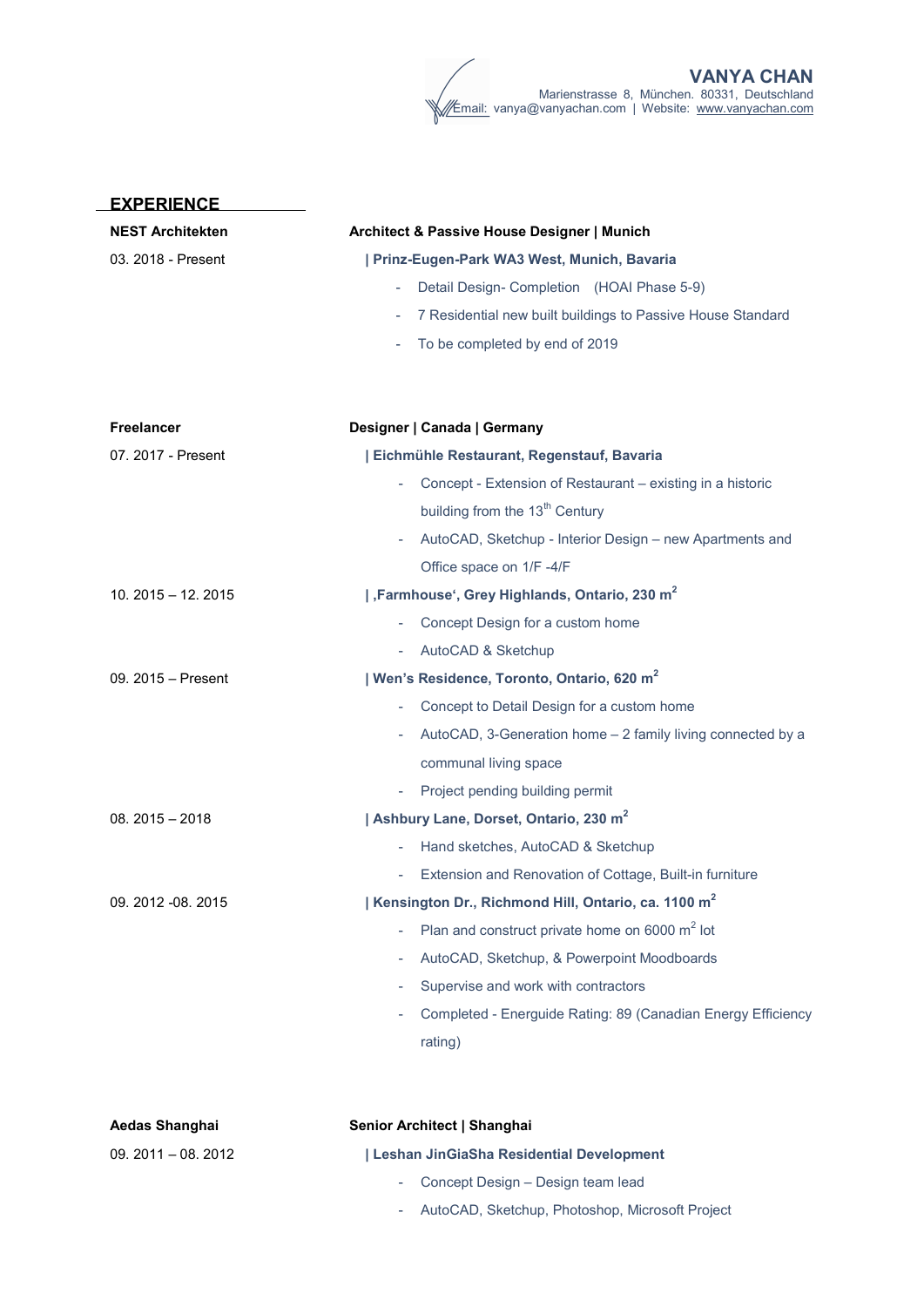**VANYA CHAN**
Marienstrasse 8, München. 80331, Deutschland
Email: vanya@vanyachan.com | Website: www.vanyachan.com

## EXPERIENCE

**NEST Architekten** — **Architect & Passive House Designer | Munich**

03. 2018 - Present

**| Prinz-Eugen-Park WA3 West, Munich, Bavaria**

- Detail Design- Completion (HOAI Phase 5-9)
- 7 Residential new built buildings to Passive House Standard
- To be completed by end of 2019

**Freelancer** — **Designer | Canada | Germany**

07. 2017 - Present

**| Eichmühle Restaurant, Regenstauf, Bavaria**

- Concept - Extension of Restaurant – existing in a historic building from the 13th Century
- AutoCAD, Sketchup - Interior Design – new Apartments and Office space on 1/F -4/F

10. 2015 – 12. 2015

**| ‚Farmhouse', Grey Highlands, Ontario, 230 m²**

- Concept Design for a custom home
- AutoCAD & Sketchup

09. 2015 – Present

**| Wen's Residence, Toronto, Ontario, 620 m²**

- Concept to Detail Design for a custom home
- AutoCAD, 3-Generation home – 2 family living connected by a communal living space
- Project pending building permit

08. 2015 – 2018

**| Ashbury Lane, Dorset, Ontario, 230 m²**

- Hand sketches, AutoCAD & Sketchup
- Extension and Renovation of Cottage, Built-in furniture

09. 2012 -08. 2015

**| Kensington Dr., Richmond Hill, Ontario, ca. 1100 m²**

- Plan and construct private home on 6000 m² lot
- AutoCAD, Sketchup, & Powerpoint Moodboards
- Supervise and work with contractors
- Completed - Energuide Rating: 89 (Canadian Energy Efficiency rating)

**Aedas Shanghai** — **Senior Architect | Shanghai**

09. 2011 – 08. 2012

**| Leshan JinGiaSha Residential Development**

- Concept Design – Design team lead
- AutoCAD, Sketchup, Photoshop, Microsoft Project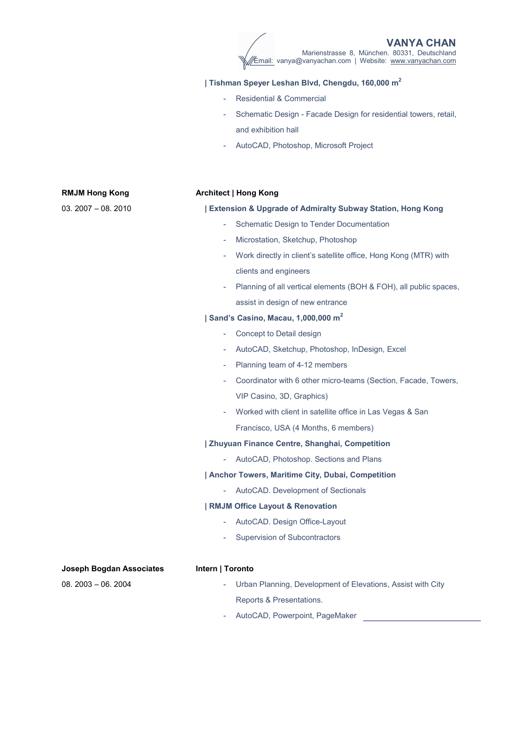**VANYA CHAN**
Marienstrasse 8, München. 80331, Deutschland
Email: vanya@vanyachan.com | Website: www.vanyachan.com

**| Tishman Speyer Leshan Blvd, Chengdu, 160,000 m$^2$**

- Residential & Commercial
- Schematic Design - Facade Design for residential towers, retail, and exhibition hall
- AutoCAD, Photoshop, Microsoft Project

**RMJM Hong Kong**
03. 2007 – 08. 2010

**Architect | Hong Kong**

**| Extension & Upgrade of Admiralty Subway Station, Hong Kong**

- Schematic Design to Tender Documentation
- Microstation, Sketchup, Photoshop
- Work directly in client's satellite office, Hong Kong (MTR) with clients and engineers
- Planning of all vertical elements (BOH & FOH), all public spaces, assist in design of new entrance

**| Sand's Casino, Macau, 1,000,000 m$^2$**

- Concept to Detail design
- AutoCAD, Sketchup, Photoshop, InDesign, Excel
- Planning team of 4-12 members
- Coordinator with 6 other micro-teams (Section, Facade, Towers, VIP Casino, 3D, Graphics)
- Worked with client in satellite office in Las Vegas & San Francisco, USA (4 Months, 6 members)

**| Zhuyuan Finance Centre, Shanghai, Competition**

- AutoCAD, Photoshop. Sections and Plans

**| Anchor Towers, Maritime City, Dubai, Competition**

- AutoCAD. Development of Sectionals

**| RMJM Office Layout & Renovation**

- AutoCAD. Design Office-Layout
- Supervision of Subcontractors

**Joseph Bogdan Associates**
08. 2003 – 06. 2004

**Intern | Toronto**

- Urban Planning, Development of Elevations, Assist with City Reports & Presentations.
- AutoCAD, Powerpoint, PageMaker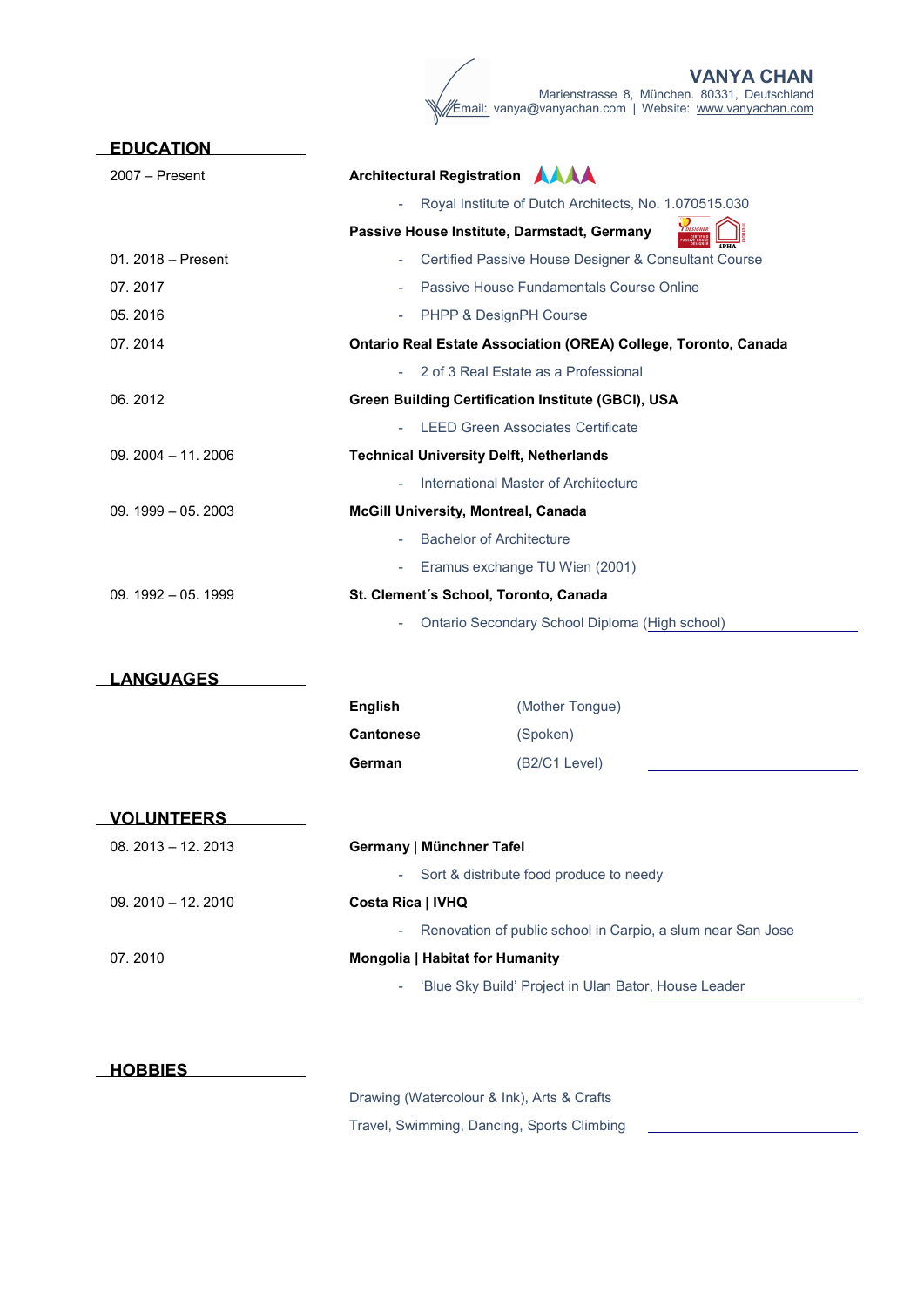**VANYA CHAN**
Marienstrasse 8, München. 80331, Deutschland
Email: vanya@vanyachan.com | Website: www.vanyachan.com

## EDUCATION

2007 – Present — **Architectural Registration**

- Royal Institute of Dutch Architects, No. 1.070515.030

**Passive House Institute, Darmstadt, Germany**

- 01. 2018 – Present — Certified Passive House Designer & Consultant Course
- 07. 2017 — Passive House Fundamentals Course Online
- 05. 2016 — PHPP & DesignPH Course

07. 2014 — **Ontario Real Estate Association (OREA) College, Toronto, Canada**

- 2 of 3 Real Estate as a Professional

06. 2012 — **Green Building Certification Institute (GBCI), USA**

- LEED Green Associates Certificate

09. 2004 – 11. 2006 — **Technical University Delft, Netherlands**

- International Master of Architecture

09. 1999 – 05. 2003 — **McGill University, Montreal, Canada**

- Bachelor of Architecture
- Eramus exchange TU Wien (2001)

09. 1992 – 05. 1999 — **St. Clement´s School, Toronto, Canada**

- Ontario Secondary School Diploma (High school)

## LANGUAGES

| | |
|---|---|
| **English** | (Mother Tongue) |
| **Cantonese** | (Spoken) |
| **German** | (B2/C1 Level) |

## VOLUNTEERS

08. 2013 – 12. 2013 — **Germany | Münchner Tafel**

- Sort & distribute food produce to needy

09. 2010 – 12. 2010 — **Costa Rica | IVHQ**

- Renovation of public school in Carpio, a slum near San Jose

07. 2010 — **Mongolia | Habitat for Humanity**

- 'Blue Sky Build' Project in Ulan Bator, House Leader

## HOBBIES

Drawing (Watercolour & Ink), Arts & Crafts

Travel, Swimming, Dancing, Sports Climbing